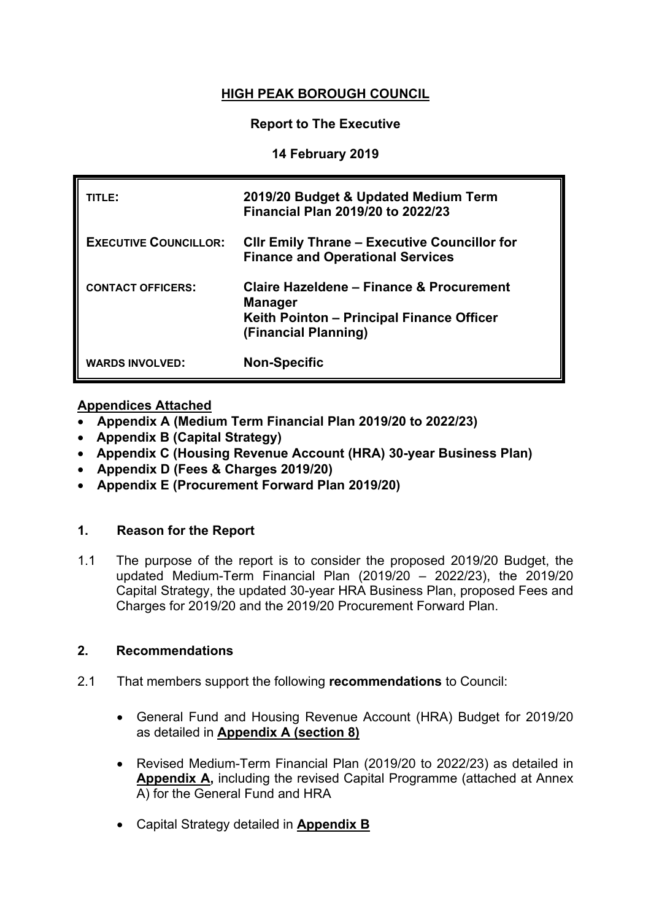# HIGH PEAK BOROUGH COUNCIL

**Report to The Executive**

**14 February 2019**

| | |
|---|---|
| **TITLE:** | **2019/20 Budget & Updated Medium Term Financial Plan 2019/20 to 2022/23** |
| **EXECUTIVE COUNCILLOR:** | **Cllr Emily Thrane – Executive Councillor for Finance and Operational Services** |
| **CONTACT OFFICERS:** | **Claire Hazeldene – Finance & Procurement Manager**<br>**Keith Pointon – Principal Finance Officer (Financial Planning)** |
| **WARDS INVOLVED:** | **Non-Specific** |

**Appendices Attached**

- **Appendix A (Medium Term Financial Plan 2019/20 to 2022/23)**
- **Appendix B (Capital Strategy)**
- **Appendix C (Housing Revenue Account (HRA) 30-year Business Plan)**
- **Appendix D (Fees & Charges 2019/20)**
- **Appendix E (Procurement Forward Plan 2019/20)**

## 1. Reason for the Report

1.1 The purpose of the report is to consider the proposed 2019/20 Budget, the updated Medium-Term Financial Plan (2019/20 – 2022/23), the 2019/20 Capital Strategy, the updated 30-year HRA Business Plan, proposed Fees and Charges for 2019/20 and the 2019/20 Procurement Forward Plan.

## 2. Recommendations

2.1 That members support the following **recommendations** to Council:

- General Fund and Housing Revenue Account (HRA) Budget for 2019/20 as detailed in **Appendix A (section 8)**
- Revised Medium-Term Financial Plan (2019/20 to 2022/23) as detailed in **Appendix A,** including the revised Capital Programme (attached at Annex A) for the General Fund and HRA
- Capital Strategy detailed in **Appendix B**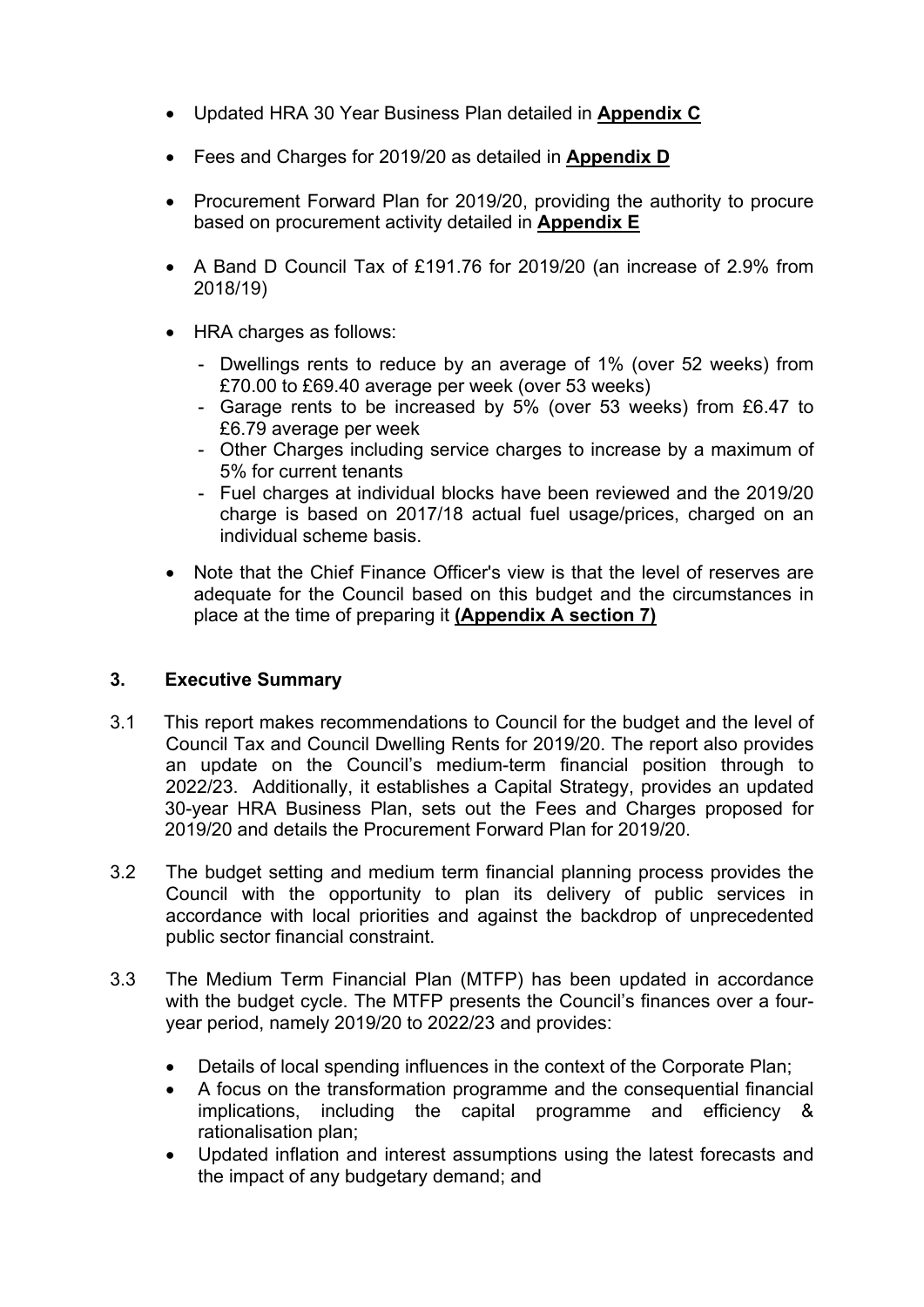- Updated HRA 30 Year Business Plan detailed in **Appendix C**

- Fees and Charges for 2019/20 as detailed in **Appendix D**

- Procurement Forward Plan for 2019/20, providing the authority to procure based on procurement activity detailed in **Appendix E**

- A Band D Council Tax of £191.76 for 2019/20 (an increase of 2.9% from 2018/19)

- HRA charges as follows:

  - Dwellings rents to reduce by an average of 1% (over 52 weeks) from £70.00 to £69.40 average per week (over 53 weeks)
  - Garage rents to be increased by 5% (over 53 weeks) from £6.47 to £6.79 average per week
  - Other Charges including service charges to increase by a maximum of 5% for current tenants
  - Fuel charges at individual blocks have been reviewed and the 2019/20 charge is based on 2017/18 actual fuel usage/prices, charged on an individual scheme basis.

- Note that the Chief Finance Officer's view is that the level of reserves are adequate for the Council based on this budget and the circumstances in place at the time of preparing it **(Appendix A section 7)**

## 3. Executive Summary

3.1 This report makes recommendations to Council for the budget and the level of Council Tax and Council Dwelling Rents for 2019/20. The report also provides an update on the Council's medium-term financial position through to 2022/23. Additionally, it establishes a Capital Strategy, provides an updated 30-year HRA Business Plan, sets out the Fees and Charges proposed for 2019/20 and details the Procurement Forward Plan for 2019/20.

3.2 The budget setting and medium term financial planning process provides the Council with the opportunity to plan its delivery of public services in accordance with local priorities and against the backdrop of unprecedented public sector financial constraint.

3.3 The Medium Term Financial Plan (MTFP) has been updated in accordance with the budget cycle. The MTFP presents the Council's finances over a four-year period, namely 2019/20 to 2022/23 and provides:

- Details of local spending influences in the context of the Corporate Plan;
- A focus on the transformation programme and the consequential financial implications, including the capital programme and efficiency & rationalisation plan;
- Updated inflation and interest assumptions using the latest forecasts and the impact of any budgetary demand; and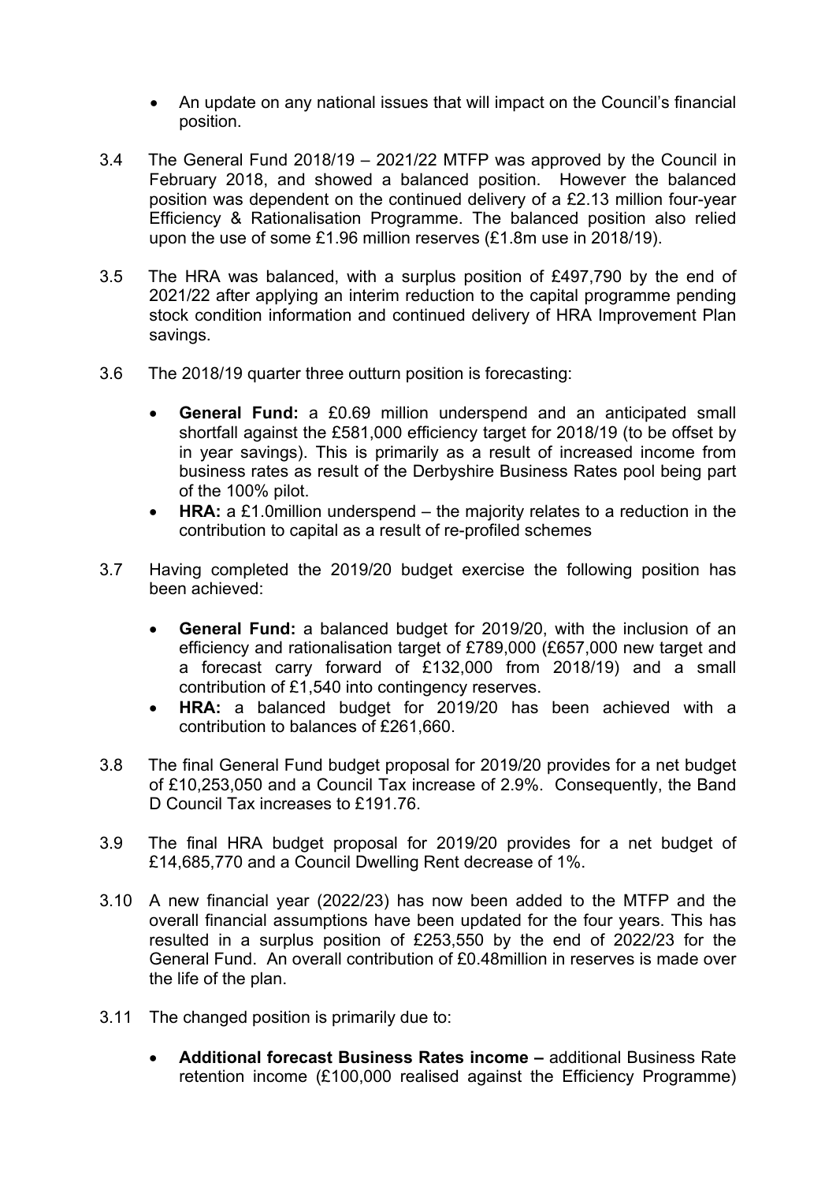- An update on any national issues that will impact on the Council's financial position.

3.4 The General Fund 2018/19 – 2021/22 MTFP was approved by the Council in February 2018, and showed a balanced position. However the balanced position was dependent on the continued delivery of a £2.13 million four-year Efficiency & Rationalisation Programme. The balanced position also relied upon the use of some £1.96 million reserves (£1.8m use in 2018/19).

3.5 The HRA was balanced, with a surplus position of £497,790 by the end of 2021/22 after applying an interim reduction to the capital programme pending stock condition information and continued delivery of HRA Improvement Plan savings.

3.6 The 2018/19 quarter three outturn position is forecasting:

- **General Fund:** a £0.69 million underspend and an anticipated small shortfall against the £581,000 efficiency target for 2018/19 (to be offset by in year savings). This is primarily as a result of increased income from business rates as result of the Derbyshire Business Rates pool being part of the 100% pilot.
- **HRA:** a £1.0million underspend – the majority relates to a reduction in the contribution to capital as a result of re-profiled schemes

3.7 Having completed the 2019/20 budget exercise the following position has been achieved:

- **General Fund:** a balanced budget for 2019/20, with the inclusion of an efficiency and rationalisation target of £789,000 (£657,000 new target and a forecast carry forward of £132,000 from 2018/19) and a small contribution of £1,540 into contingency reserves.
- **HRA:** a balanced budget for 2019/20 has been achieved with a contribution to balances of £261,660.

3.8 The final General Fund budget proposal for 2019/20 provides for a net budget of £10,253,050 and a Council Tax increase of 2.9%. Consequently, the Band D Council Tax increases to £191.76.

3.9 The final HRA budget proposal for 2019/20 provides for a net budget of £14,685,770 and a Council Dwelling Rent decrease of 1%.

3.10 A new financial year (2022/23) has now been added to the MTFP and the overall financial assumptions have been updated for the four years. This has resulted in a surplus position of £253,550 by the end of 2022/23 for the General Fund. An overall contribution of £0.48million in reserves is made over the life of the plan.

3.11 The changed position is primarily due to:

- **Additional forecast Business Rates income –** additional Business Rate retention income (£100,000 realised against the Efficiency Programme)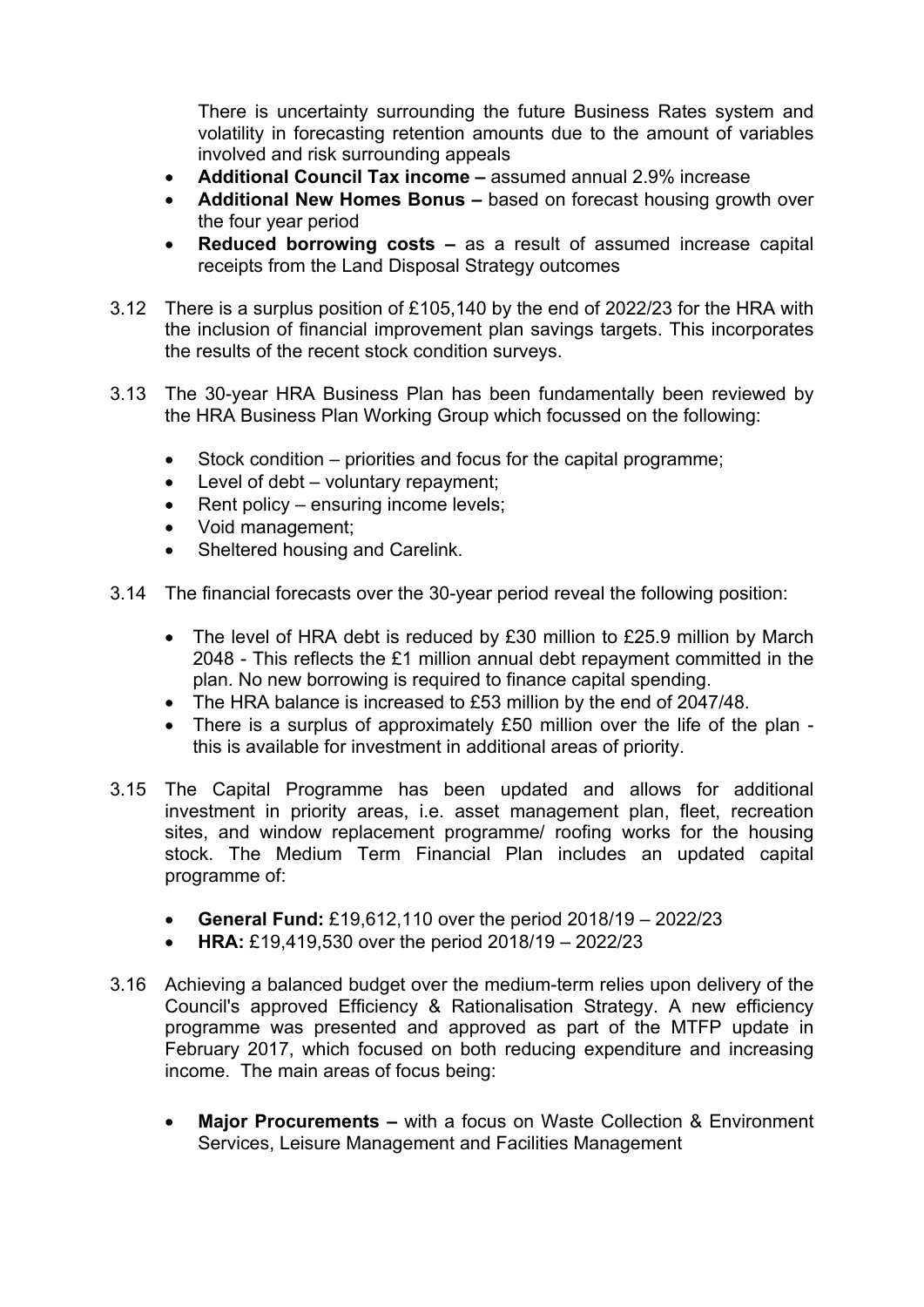There is uncertainty surrounding the future Business Rates system and volatility in forecasting retention amounts due to the amount of variables involved and risk surrounding appeals

- **Additional Council Tax income –** assumed annual 2.9% increase
- **Additional New Homes Bonus –** based on forecast housing growth over the four year period
- **Reduced borrowing costs –** as a result of assumed increase capital receipts from the Land Disposal Strategy outcomes

3.12 There is a surplus position of £105,140 by the end of 2022/23 for the HRA with the inclusion of financial improvement plan savings targets. This incorporates the results of the recent stock condition surveys.

3.13 The 30-year HRA Business Plan has been fundamentally been reviewed by the HRA Business Plan Working Group which focussed on the following:

- Stock condition – priorities and focus for the capital programme;
- Level of debt – voluntary repayment;
- Rent policy – ensuring income levels;
- Void management;
- Sheltered housing and Carelink.

3.14 The financial forecasts over the 30-year period reveal the following position:

- The level of HRA debt is reduced by £30 million to £25.9 million by March 2048 - This reflects the £1 million annual debt repayment committed in the plan. No new borrowing is required to finance capital spending.
- The HRA balance is increased to £53 million by the end of 2047/48.
- There is a surplus of approximately £50 million over the life of the plan - this is available for investment in additional areas of priority.

3.15 The Capital Programme has been updated and allows for additional investment in priority areas, i.e. asset management plan, fleet, recreation sites, and window replacement programme/ roofing works for the housing stock. The Medium Term Financial Plan includes an updated capital programme of:

- **General Fund:** £19,612,110 over the period 2018/19 – 2022/23
- **HRA:** £19,419,530 over the period 2018/19 – 2022/23

3.16 Achieving a balanced budget over the medium-term relies upon delivery of the Council's approved Efficiency & Rationalisation Strategy. A new efficiency programme was presented and approved as part of the MTFP update in February 2017, which focused on both reducing expenditure and increasing income. The main areas of focus being:

- **Major Procurements –** with a focus on Waste Collection & Environment Services, Leisure Management and Facilities Management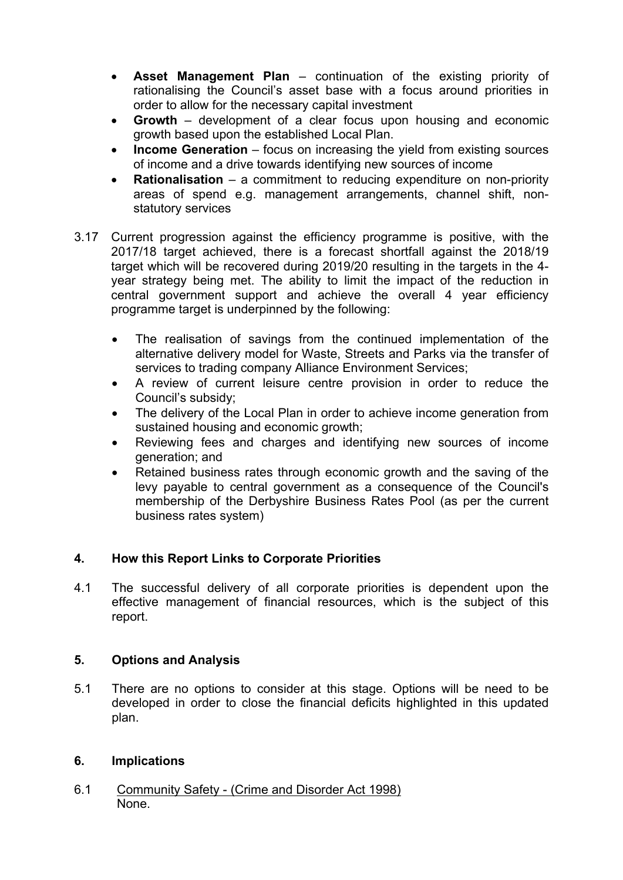- **Asset Management Plan** – continuation of the existing priority of rationalising the Council's asset base with a focus around priorities in order to allow for the necessary capital investment
- **Growth** – development of a clear focus upon housing and economic growth based upon the established Local Plan.
- **Income Generation** – focus on increasing the yield from existing sources of income and a drive towards identifying new sources of income
- **Rationalisation** – a commitment to reducing expenditure on non-priority areas of spend e.g. management arrangements, channel shift, non-statutory services

3.17 Current progression against the efficiency programme is positive, with the 2017/18 target achieved, there is a forecast shortfall against the 2018/19 target which will be recovered during 2019/20 resulting in the targets in the 4-year strategy being met. The ability to limit the impact of the reduction in central government support and achieve the overall 4 year efficiency programme target is underpinned by the following:

- The realisation of savings from the continued implementation of the alternative delivery model for Waste, Streets and Parks via the transfer of services to trading company Alliance Environment Services;
- A review of current leisure centre provision in order to reduce the Council's subsidy;
- The delivery of the Local Plan in order to achieve income generation from sustained housing and economic growth;
- Reviewing fees and charges and identifying new sources of income generation; and
- Retained business rates through economic growth and the saving of the levy payable to central government as a consequence of the Council's membership of the Derbyshire Business Rates Pool (as per the current business rates system)

## 4. How this Report Links to Corporate Priorities

4.1 The successful delivery of all corporate priorities is dependent upon the effective management of financial resources, which is the subject of this report.

## 5. Options and Analysis

5.1 There are no options to consider at this stage. Options will be need to be developed in order to close the financial deficits highlighted in this updated plan.

## 6. Implications

6.1 Community Safety - (Crime and Disorder Act 1998)
None.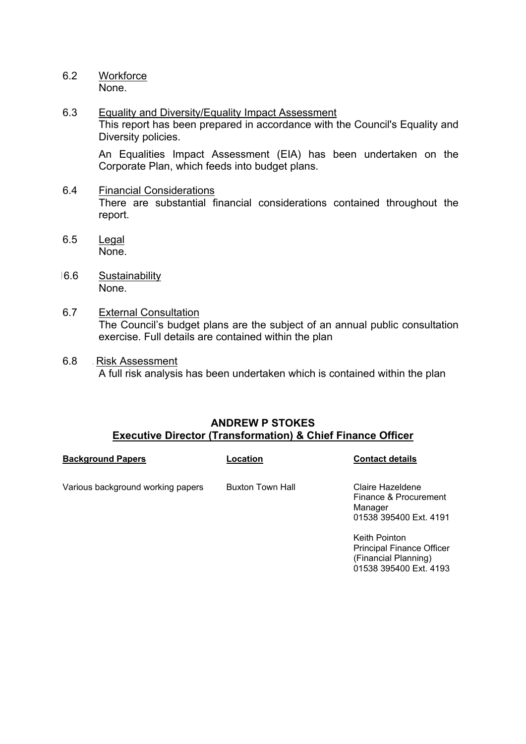6.2 Workforce
None.

6.3 Equality and Diversity/Equality Impact Assessment
This report has been prepared in accordance with the Council's Equality and Diversity policies.

An Equalities Impact Assessment (EIA) has been undertaken on the Corporate Plan, which feeds into budget plans.

6.4 Financial Considerations
There are substantial financial considerations contained throughout the report.

6.5 Legal
None.

6.6 Sustainability
None.

6.7 External Consultation
The Council's budget plans are the subject of an annual public consultation exercise. Full details are contained within the plan

6.8 Risk Assessment
A full risk analysis has been undertaken which is contained within the plan

**ANDREW P STOKES**
**Executive Director (Transformation) & Chief Finance Officer**

| **Background Papers** | **Location** | **Contact details** |
|---|---|---|
| Various background working papers | Buxton Town Hall | Claire Hazeldene<br>Finance & Procurement Manager<br>01538 395400 Ext. 4191 |
| | | Keith Pointon<br>Principal Finance Officer (Financial Planning)<br>01538 395400 Ext. 4193 |